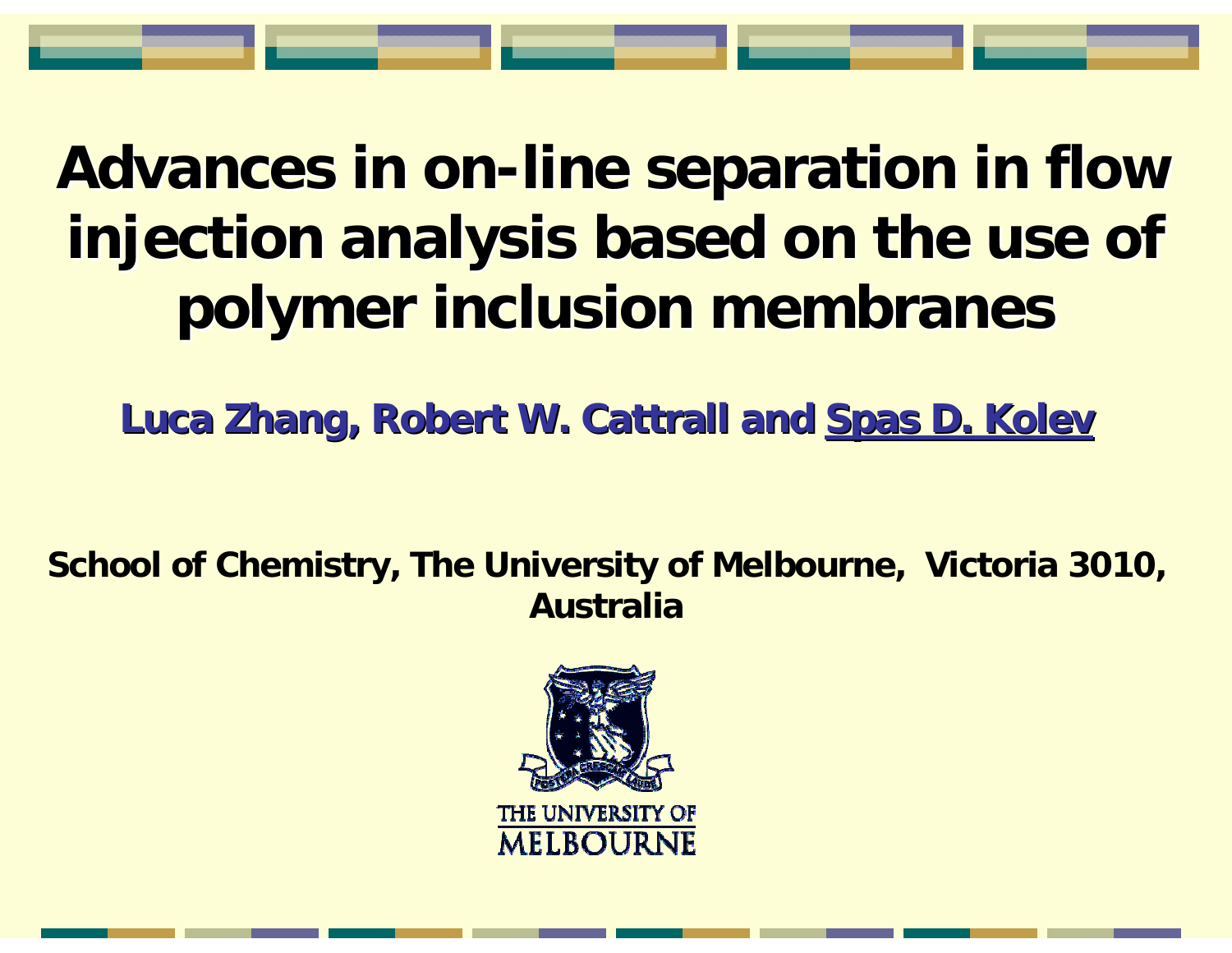# Advances in on-line separation in flow injection analysis based on the use of polymer inclusion membranes

**Luca Zhang, Robert W. Cattrall and Spas D. Kolev**

**School of Chemistry, The University of Melbourne, Victoria 3010, Australia**

THE UNIVERSITY OF MELBOURNE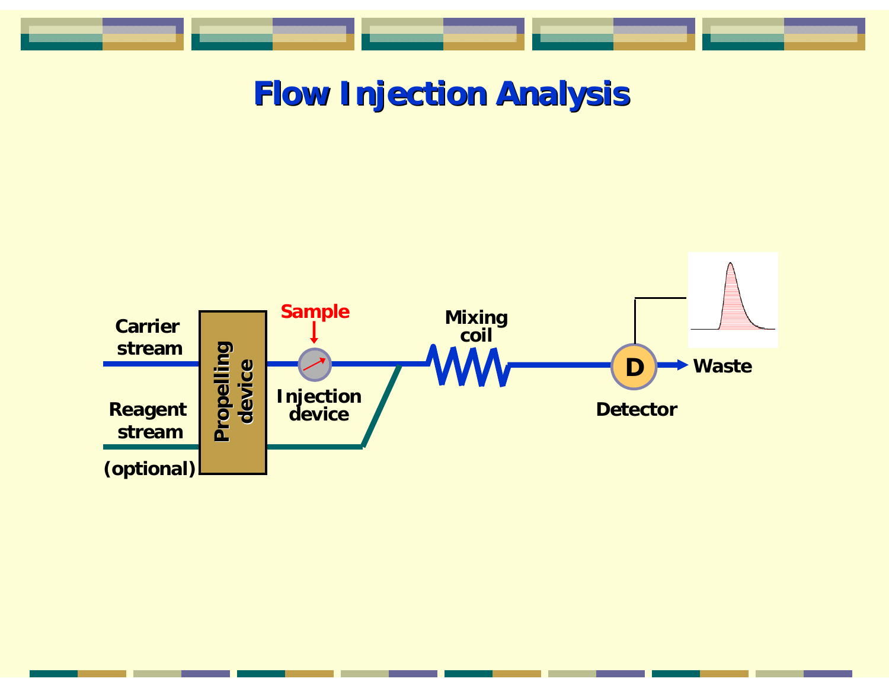# Flow Injection Analysis

Carrier stream

Reagent stream

(optional)

Propelling device

Sample

Injection device

Mixing coil

Detector

Waste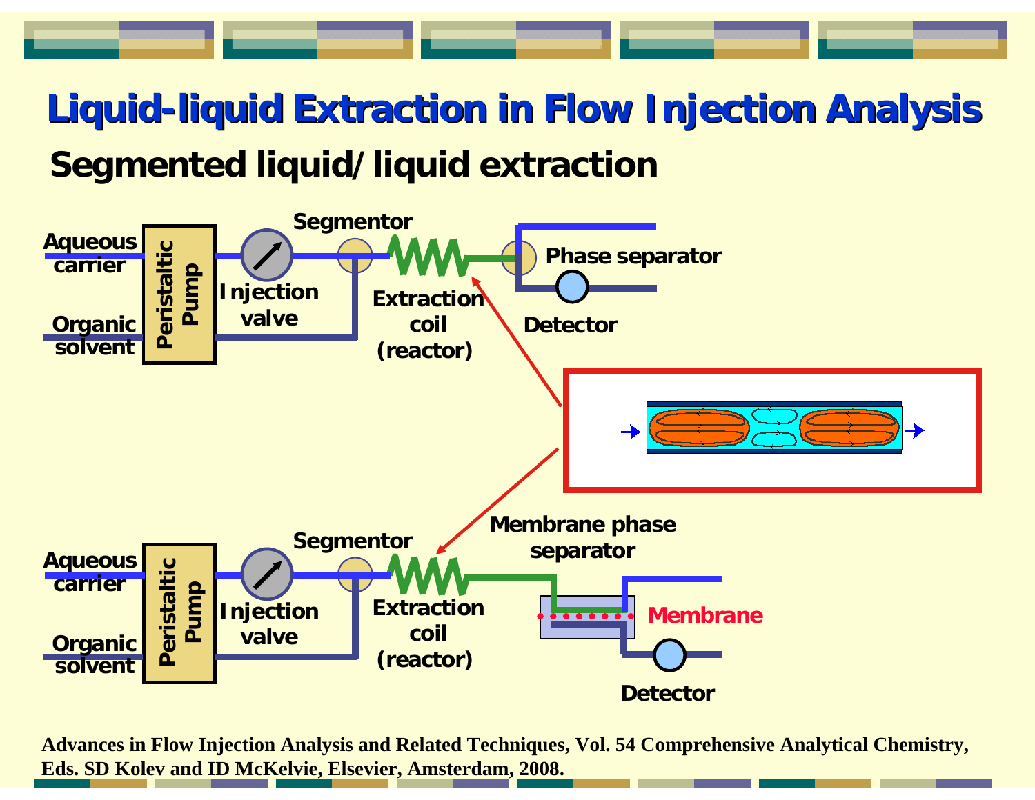# Liquid-liquid Extraction in Flow Injection Analysis

## Segmented liquid/liquid extraction

Aqueous carrier

Organic solvent

Peristaltic Pump

Injection valve

Segmentor

Extraction coil (reactor)

Phase separator

Detector

Aqueous carrier

Organic solvent

Peristaltic Pump

Injection valve

Segmentor

Extraction coil (reactor)

Membrane phase separator

Membrane

Detector

Advances in Flow Injection Analysis and Related Techniques, Vol. 54 Comprehensive Analytical Chemistry, Eds. SD Kolev and ID McKelvie, Elsevier, Amsterdam, 2008.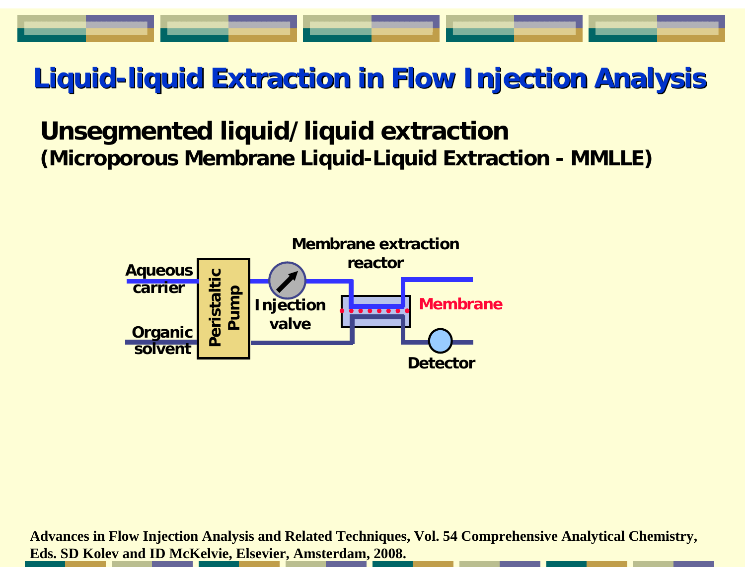# Liquid-liquid Extraction in Flow Injection Analysis

## Unsegmented liquid/liquid extraction

**(Microporous Membrane Liquid-Liquid Extraction - MMLLE)**

Aqueous carrier

Organic solvent

Peristaltic Pump

Injection valve

Membrane extraction reactor

Membrane

Detector

**Advances in Flow Injection Analysis and Related Techniques, Vol. 54 Comprehensive Analytical Chemistry, Eds. SD Kolev and ID McKelvie, Elsevier, Amsterdam, 2008.**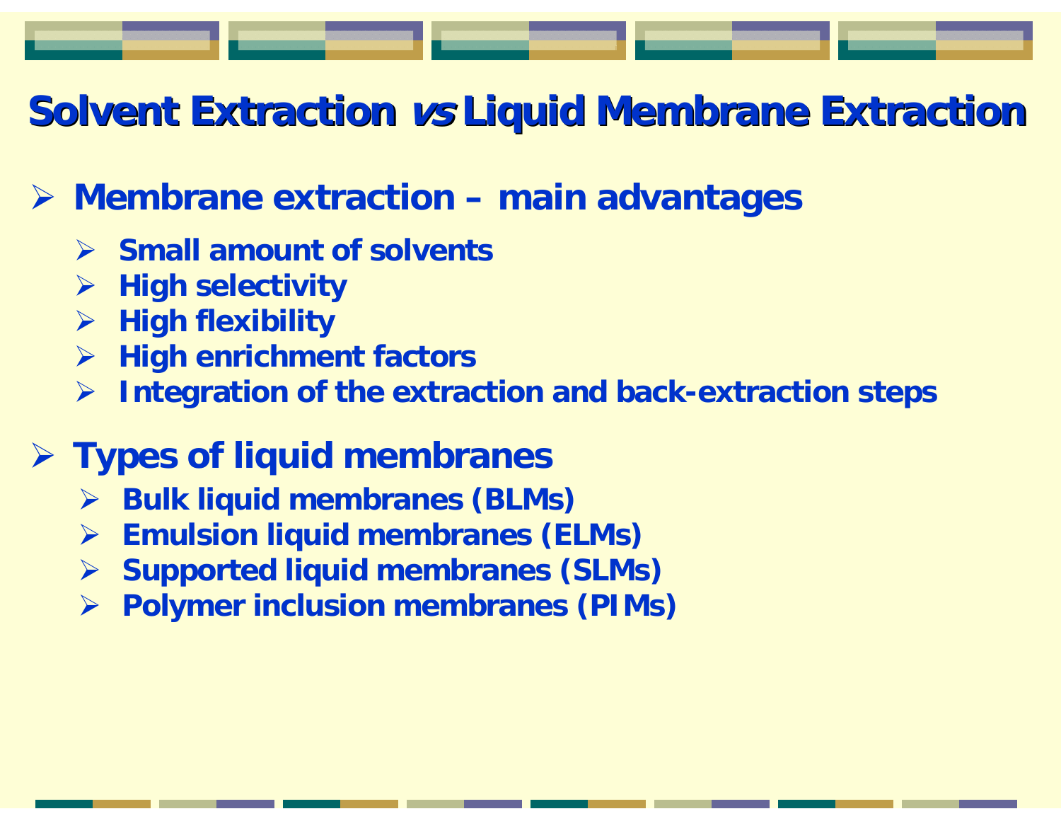# Solvent Extraction *vs* Liquid Membrane Extraction

- **Membrane extraction – main advantages**
  - **Small amount of solvents**
  - **High selectivity**
  - **High flexibility**
  - **High enrichment factors**
  - **Integration of the extraction and back-extraction steps**

- **Types of liquid membranes**
  - **Bulk liquid membranes (BLMs)**
  - **Emulsion liquid membranes (ELMs)**
  - **Supported liquid membranes (SLMs)**
  - **Polymer inclusion membranes (PIMs)**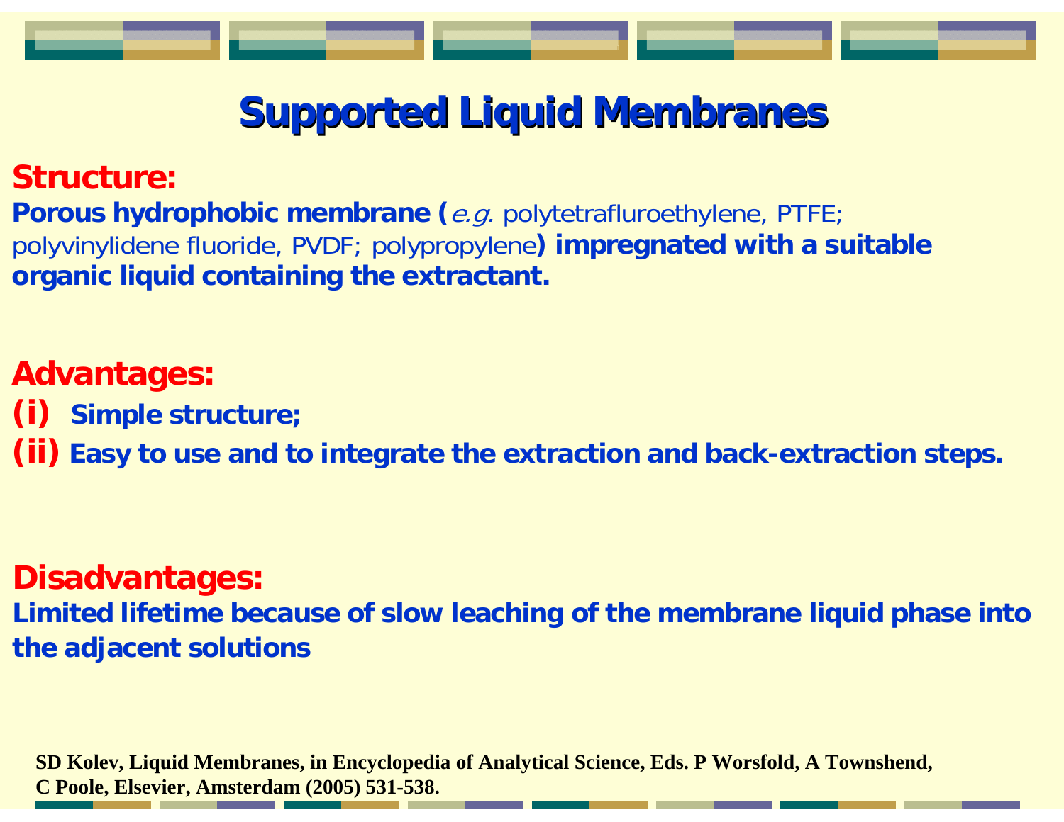# Supported Liquid Membranes

## Structure:

**Porous hydrophobic membrane (***e.g.* polytetrafluroethylene, PTFE; polyvinylidene fluoride, PVDF; polypropylene**) impregnated with a suitable organic liquid containing the extractant.**

## Advantages:

**(i)** **Simple structure;**

**(ii)** **Easy to use and to integrate the extraction and back-extraction steps.**

## Disadvantages:

**Limited lifetime because of slow leaching of the membrane liquid phase into the adjacent solutions**

**SD Kolev, Liquid Membranes, in Encyclopedia of Analytical Science, Eds. P Worsfold, A Townshend, C Poole, Elsevier, Amsterdam (2005) 531-538.**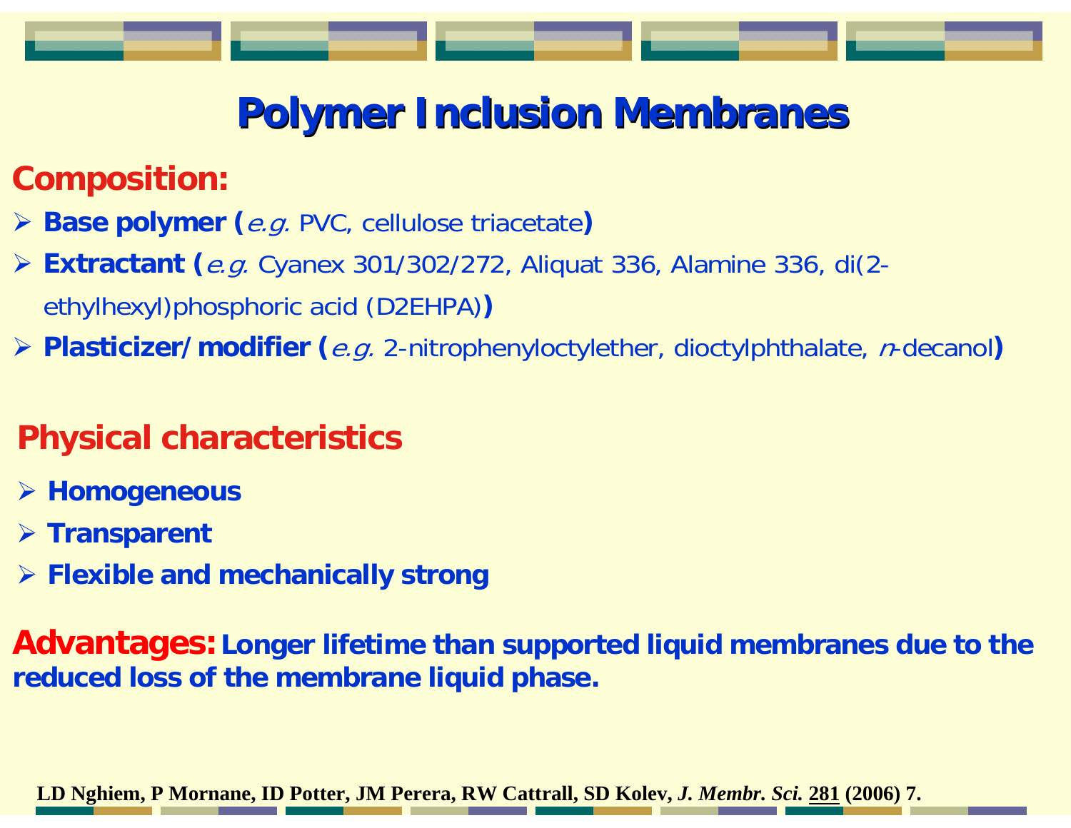# Polymer Inclusion Membranes

## Composition:

- **Base polymer (***e.g.* PVC, cellulose triacetate**)**
- **Extractant (***e.g.* Cyanex 301/302/272, Aliquat 336, Alamine 336, di(2-ethylhexyl)phosphoric acid (D2EHPA)**)**
- **Plasticizer/modifier (***e.g.* 2-nitrophenyloctylether, dioctylphthalate, *n*-decanol**)**

## Physical characteristics

- **Homogeneous**
- **Transparent**
- **Flexible and mechanically strong**

**Advantages:** **Longer lifetime than supported liquid membranes due to the reduced loss of the membrane liquid phase.**

**LD Nghiem, P Mornane, ID Potter, JM Perera, RW Cattrall, SD Kolev, *J. Membr. Sci.* 281 (2006) 7.**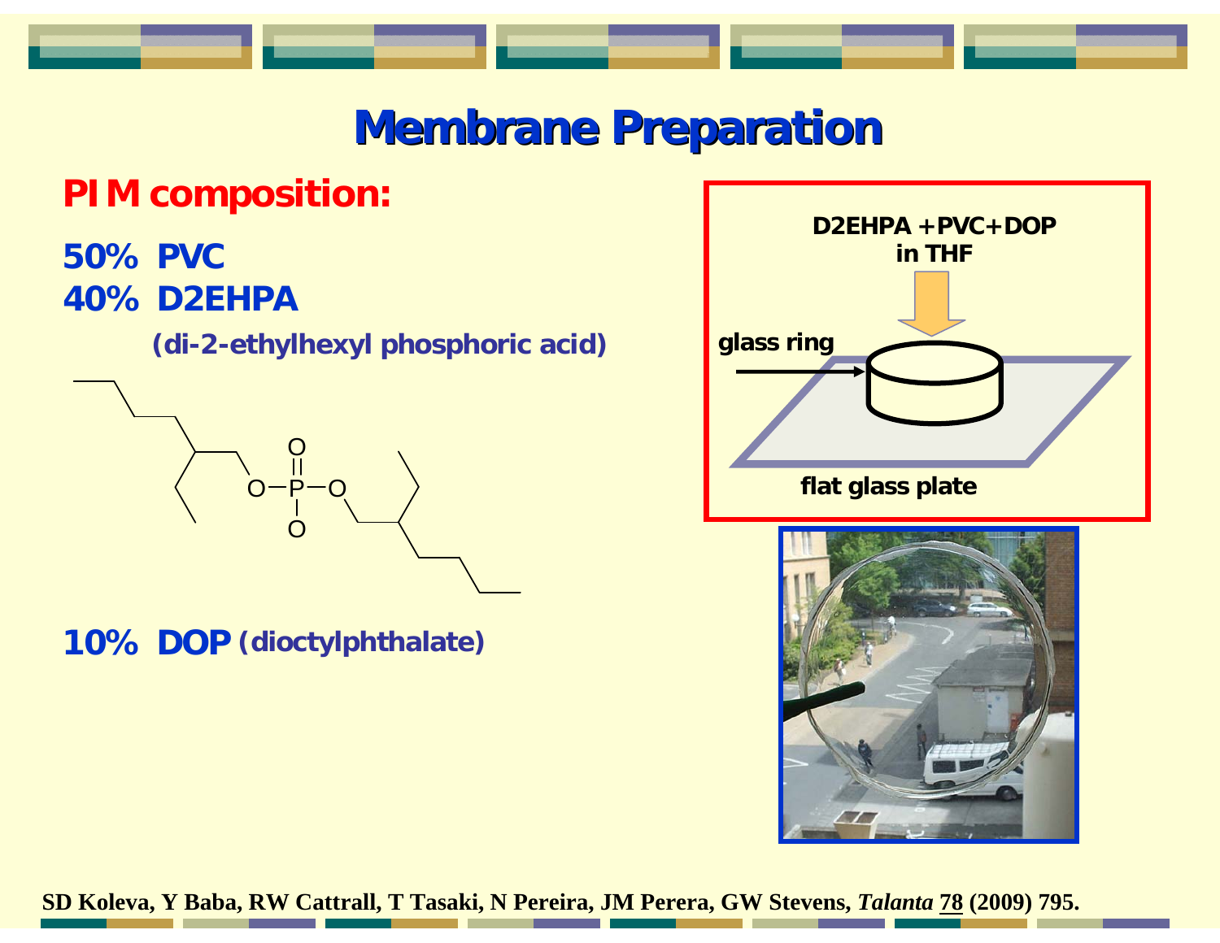# Membrane Preparation

## PIM composition:

**50% PVC**

**40% D2EHPA**

**(di-2-ethylhexyl phosphoric acid)**

**10% DOP (dioctylphthalate)**

D2EHPA +PVC+DOP in THF

glass ring

flat glass plate

SD Koleva, Y Baba, RW Cattrall, T Tasaki, N Pereira, JM Perera, GW Stevens, *Talanta* 78 (2009) 795.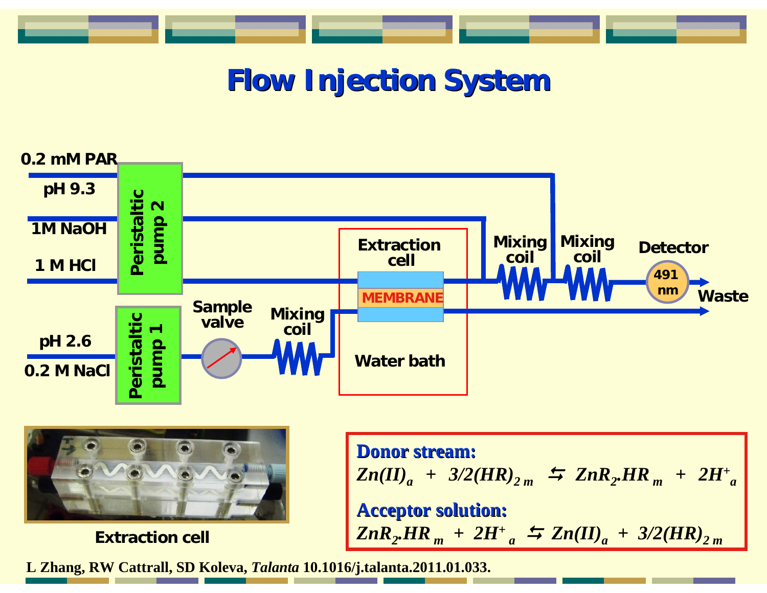# Flow Injection System

0.2 mM PAR

pH 9.3

1M NaOH

1 M HCl

Peristaltic pump 2

pH 2.6

0.2 M NaCl

Peristaltic pump 1

Sample valve

Mixing coil

Extraction cell

MEMBRANE

Water bath

Mixing coil

Mixing coil

Detector

491 nm

Waste

Extraction cell

**Donor stream:**

$$Zn(II)_a + 3/2(HR)_{2\,m} \leftrightarrows ZnR_2.HR_m + 2H^+_a$$

**Acceptor solution:**

$$ZnR_2.HR_m + 2H^+_a \leftrightarrows Zn(II)_a + 3/2(HR)_{2\,m}$$

L Zhang, RW Cattrall, SD Koleva, *Talanta* 10.1016/j.talanta.2011.01.033.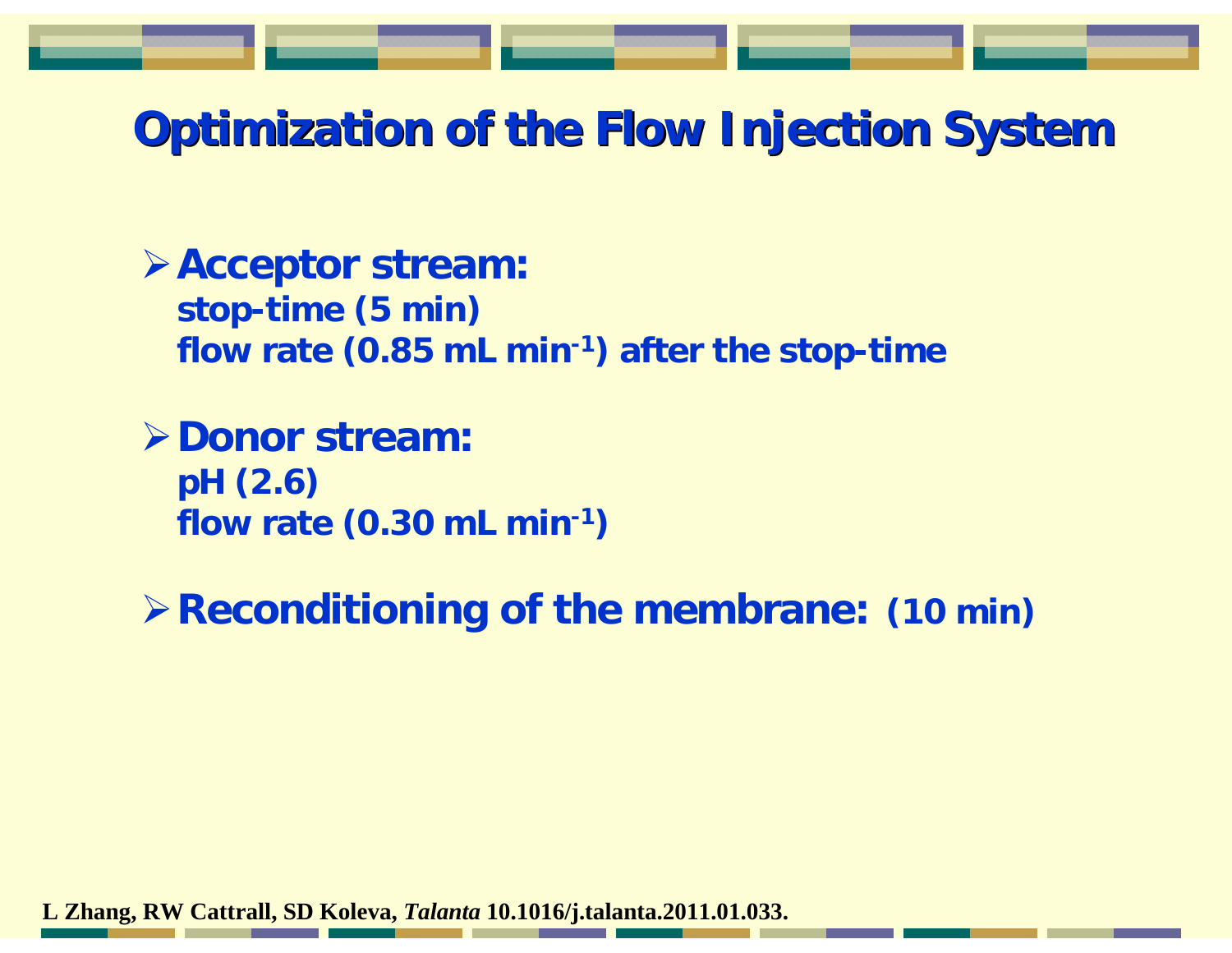# Optimization of the Flow Injection System

- **Acceptor stream:**
  **stop-time (5 min)**
  **flow rate (0.85 mL min$^{-1}$) after the stop-time**

- **Donor stream:**
  **pH (2.6)**
  **flow rate (0.30 mL min$^{-1}$)**

- **Reconditioning of the membrane: (10 min)**

**L Zhang, RW Cattrall, SD Koleva, *Talanta* 10.1016/j.talanta.2011.01.033.**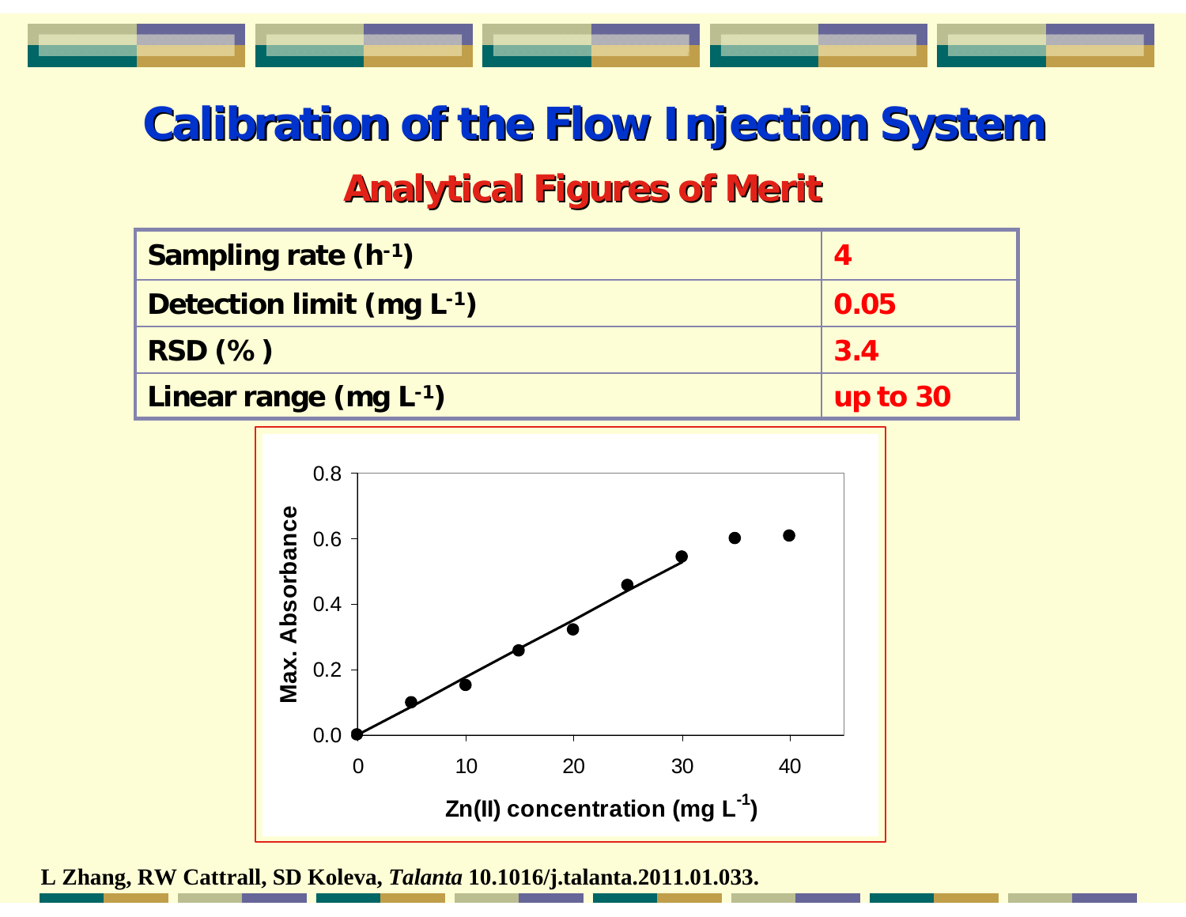# Calibration of the Flow Injection System

## Analytical Figures of Merit

| Sampling rate ($h^{-1}$) | 4 |
|---|---|
| Detection limit ($mg\ L^{-1}$) | 0.05 |
| RSD (% ) | 3.4 |
| Linear range ($mg\ L^{-1}$) | up to 30 |

L Zhang, RW Cattrall, SD Koleva, *Talanta* 10.1016/j.talanta.2011.01.033.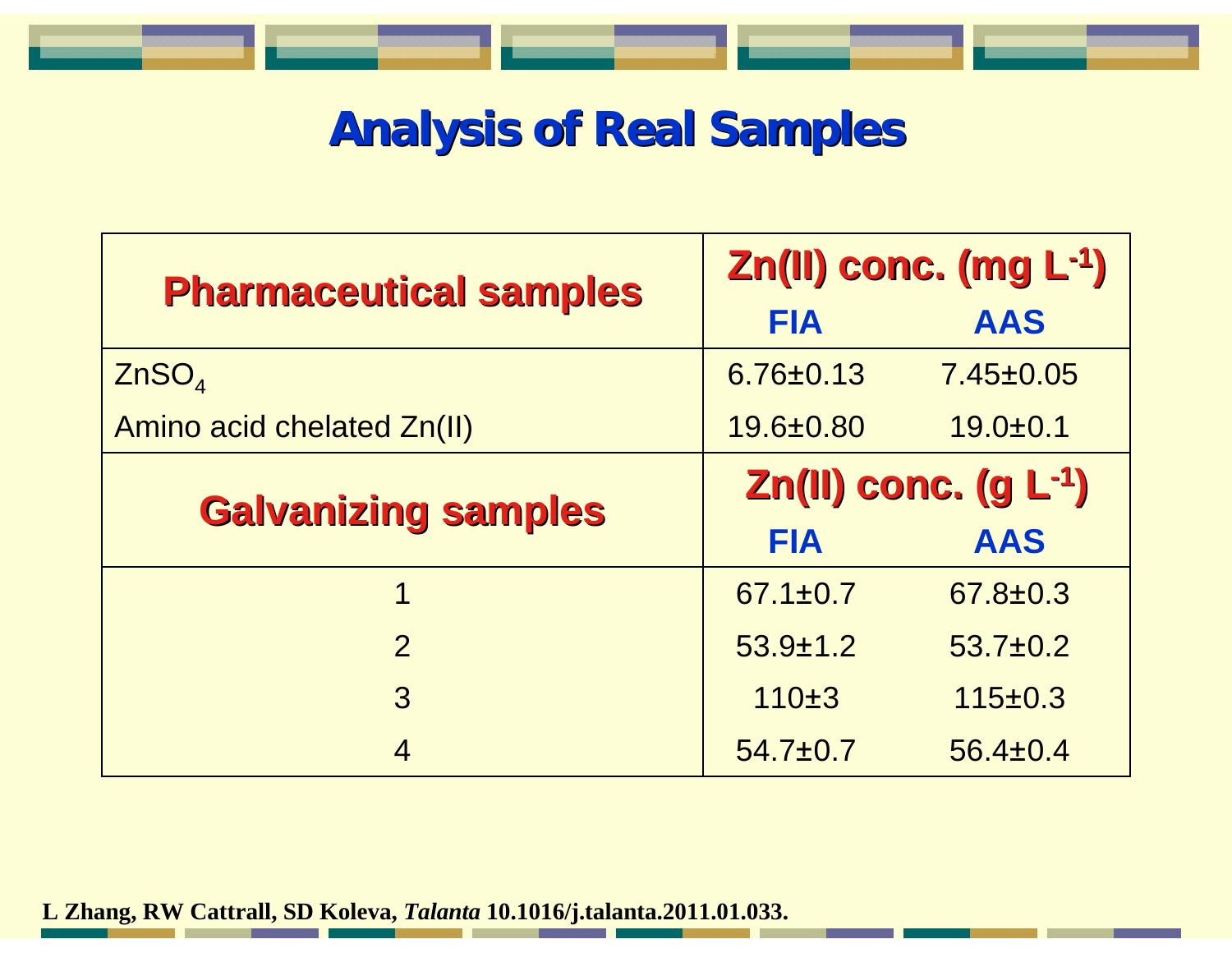# Analysis of Real Samples

| Pharmaceutical samples | Zn(II) conc. (mg $L^{-1}$) | |
|---|---|---|
| | FIA | AAS |
| $ZnSO_4$ | 6.76±0.13 | 7.45±0.05 |
| Amino acid chelated Zn(II) | 19.6±0.80 | 19.0±0.1 |
| **Galvanizing samples** | **Zn(II) conc. (g $L^{-1}$)** | |
| | **FIA** | **AAS** |
| 1 | 67.1±0.7 | 67.8±0.3 |
| 2 | 53.9±1.2 | 53.7±0.2 |
| 3 | 110±3 | 115±0.3 |
| 4 | 54.7±0.7 | 56.4±0.4 |

**L Zhang, RW Cattrall, SD Koleva, *Talanta* 10.1016/j.talanta.2011.01.033.**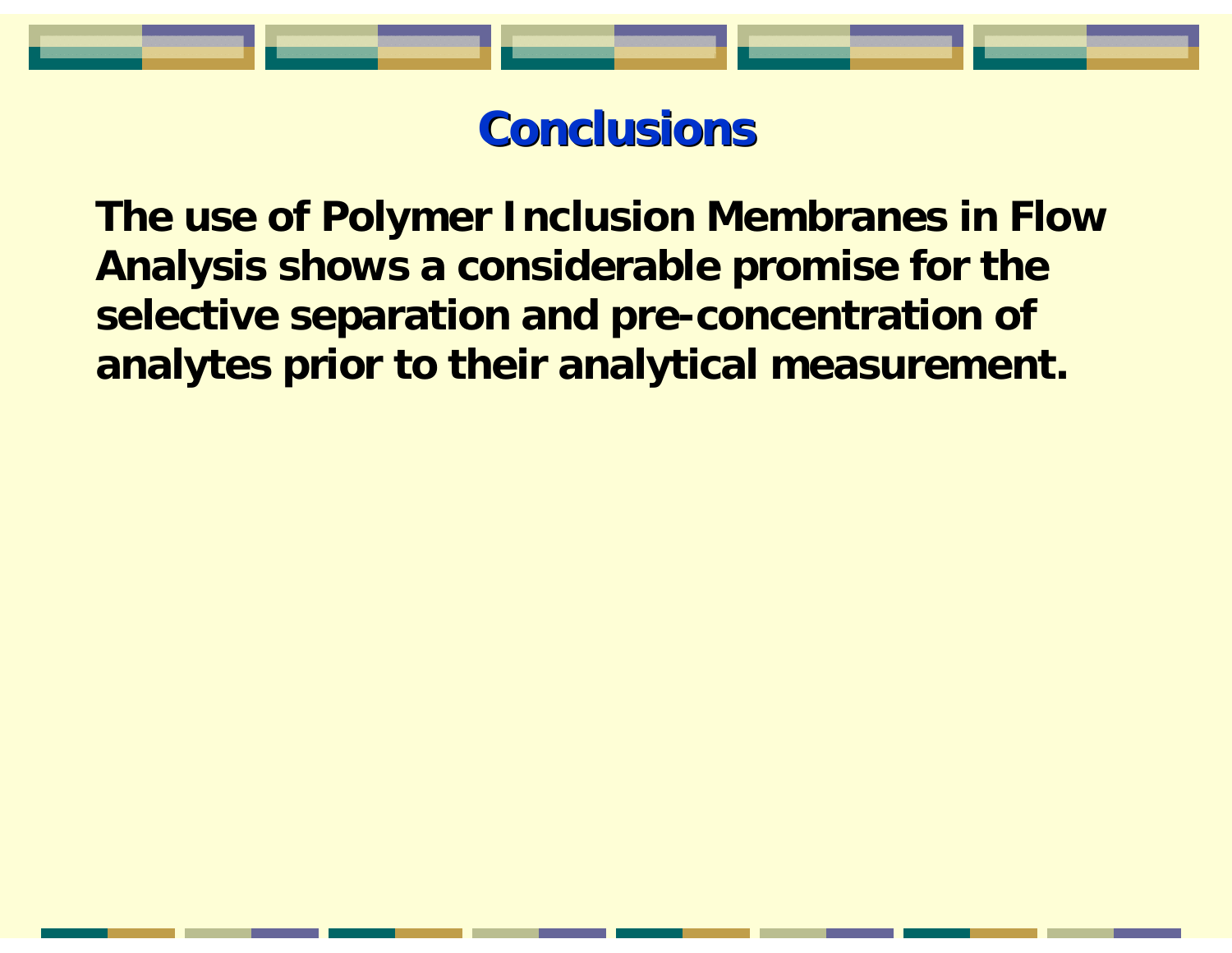# Conclusions

**The use of Polymer Inclusion Membranes in Flow Analysis shows a considerable promise for the selective separation and pre-concentration of analytes prior to their analytical measurement.**